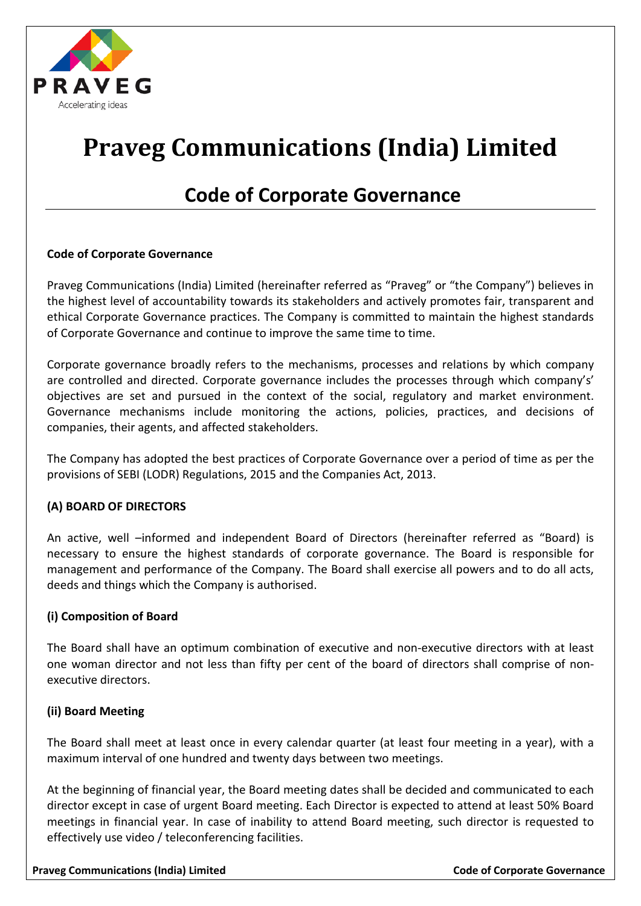PRAVEG

Accelerating ideas

# Praveg Communications (India) Limited

## Code of Corporate Governance

**Code of Corporate Governance**

Praveg Communications (India) Limited (hereinafter referred as "Praveg" or "the Company") believes in the highest level of accountability towards its stakeholders and actively promotes fair, transparent and ethical Corporate Governance practices. The Company is committed to maintain the highest standards of Corporate Governance and continue to improve the same time to time.

Corporate governance broadly refers to the mechanisms, processes and relations by which company are controlled and directed. Corporate governance includes the processes through which company's' objectives are set and pursued in the context of the social, regulatory and market environment. Governance mechanisms include monitoring the actions, policies, practices, and decisions of companies, their agents, and affected stakeholders.

The Company has adopted the best practices of Corporate Governance over a period of time as per the provisions of SEBI (LODR) Regulations, 2015 and the Companies Act, 2013.

### (A) BOARD OF DIRECTORS

An active, well –informed and independent Board of Directors (hereinafter referred as "Board) is necessary to ensure the highest standards of corporate governance. The Board is responsible for management and performance of the Company. The Board shall exercise all powers and to do all acts, deeds and things which the Company is authorised.

#### (i) Composition of Board

The Board shall have an optimum combination of executive and non-executive directors with at least one woman director and not less than fifty per cent of the board of directors shall comprise of non-executive directors.

#### (ii) Board Meeting

The Board shall meet at least once in every calendar quarter (at least four meeting in a year), with a maximum interval of one hundred and twenty days between two meetings.

At the beginning of financial year, the Board meeting dates shall be decided and communicated to each director except in case of urgent Board meeting. Each Director is expected to attend at least 50% Board meetings in financial year. In case of inability to attend Board meeting, such director is requested to effectively use video / teleconferencing facilities.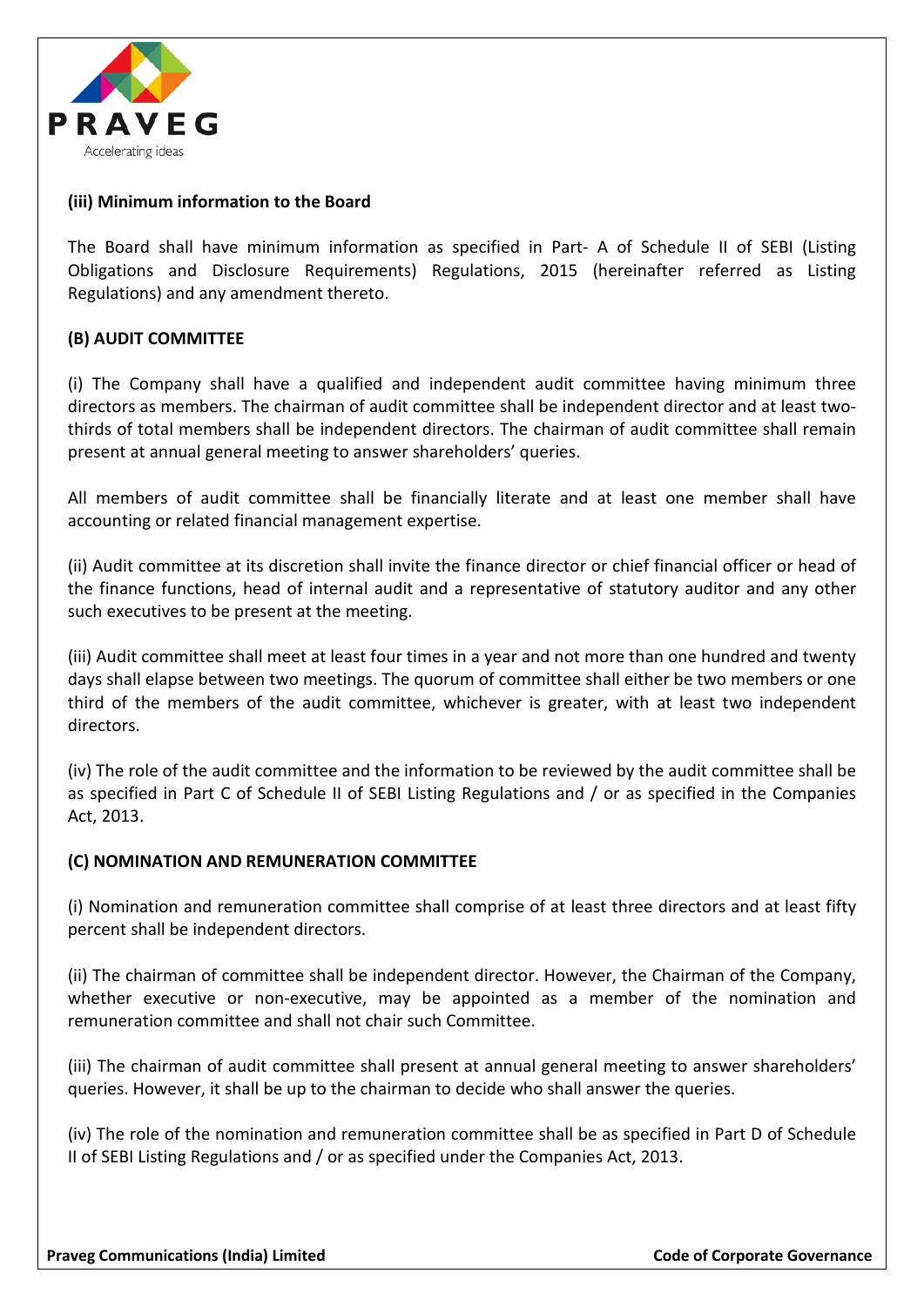**(iii) Minimum information to the Board**

The Board shall have minimum information as specified in Part- A of Schedule II of SEBI (Listing Obligations and Disclosure Requirements) Regulations, 2015 (hereinafter referred as Listing Regulations) and any amendment thereto.

**(B) AUDIT COMMITTEE**

(i) The Company shall have a qualified and independent audit committee having minimum three directors as members. The chairman of audit committee shall be independent director and at least two-thirds of total members shall be independent directors. The chairman of audit committee shall remain present at annual general meeting to answer shareholders' queries.

All members of audit committee shall be financially literate and at least one member shall have accounting or related financial management expertise.

(ii) Audit committee at its discretion shall invite the finance director or chief financial officer or head of the finance functions, head of internal audit and a representative of statutory auditor and any other such executives to be present at the meeting.

(iii) Audit committee shall meet at least four times in a year and not more than one hundred and twenty days shall elapse between two meetings. The quorum of committee shall either be two members or one third of the members of the audit committee, whichever is greater, with at least two independent directors.

(iv) The role of the audit committee and the information to be reviewed by the audit committee shall be as specified in Part C of Schedule II of SEBI Listing Regulations and / or as specified in the Companies Act, 2013.

**(C) NOMINATION AND REMUNERATION COMMITTEE**

(i) Nomination and remuneration committee shall comprise of at least three directors and at least fifty percent shall be independent directors.

(ii) The chairman of committee shall be independent director. However, the Chairman of the Company, whether executive or non-executive, may be appointed as a member of the nomination and remuneration committee and shall not chair such Committee.

(iii) The chairman of audit committee shall present at annual general meeting to answer shareholders' queries. However, it shall be up to the chairman to decide who shall answer the queries.

(iv) The role of the nomination and remuneration committee shall be as specified in Part D of Schedule II of SEBI Listing Regulations and / or as specified under the Companies Act, 2013.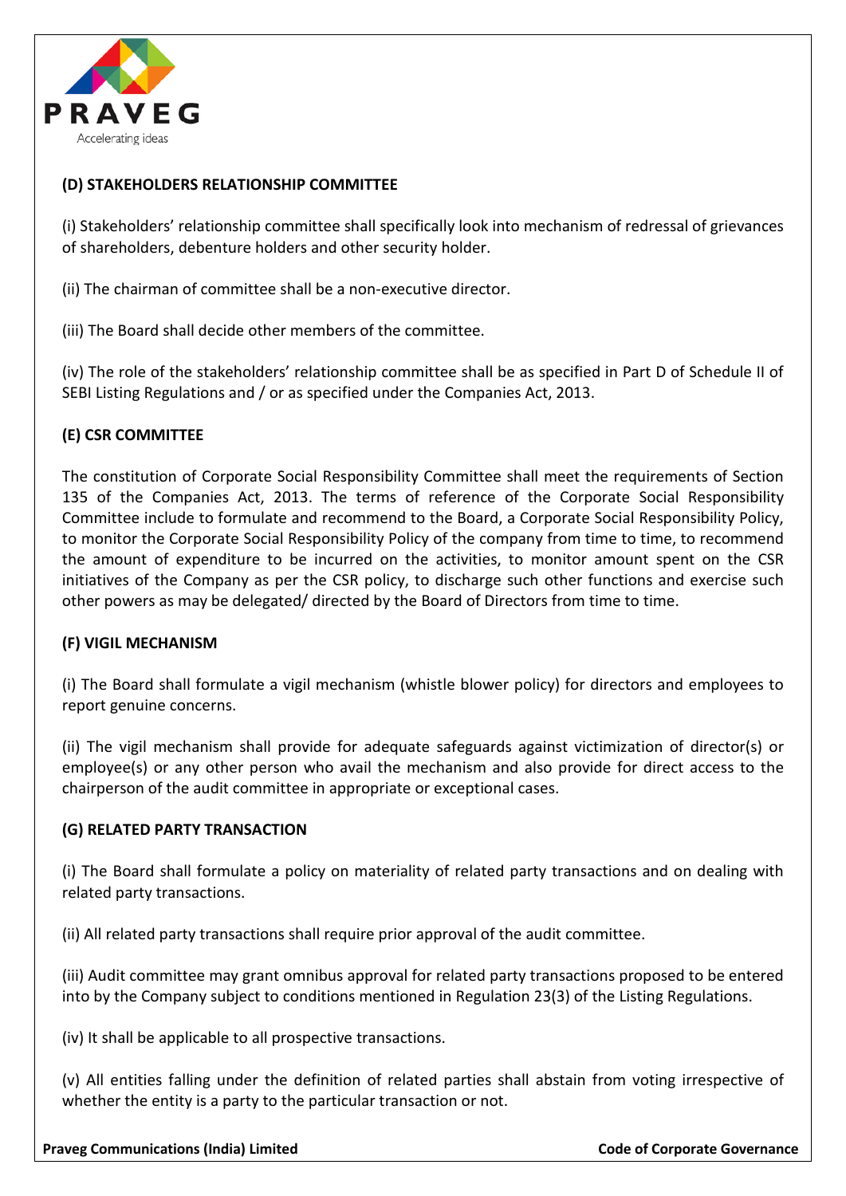### (D) STAKEHOLDERS RELATIONSHIP COMMITTEE

(i) Stakeholders' relationship committee shall specifically look into mechanism of redressal of grievances of shareholders, debenture holders and other security holder.

(ii) The chairman of committee shall be a non-executive director.

(iii) The Board shall decide other members of the committee.

(iv) The role of the stakeholders' relationship committee shall be as specified in Part D of Schedule II of SEBI Listing Regulations and / or as specified under the Companies Act, 2013.

### (E) CSR COMMITTEE

The constitution of Corporate Social Responsibility Committee shall meet the requirements of Section 135 of the Companies Act, 2013. The terms of reference of the Corporate Social Responsibility Committee include to formulate and recommend to the Board, a Corporate Social Responsibility Policy, to monitor the Corporate Social Responsibility Policy of the company from time to time, to recommend the amount of expenditure to be incurred on the activities, to monitor amount spent on the CSR initiatives of the Company as per the CSR policy, to discharge such other functions and exercise such other powers as may be delegated/ directed by the Board of Directors from time to time.

### (F) VIGIL MECHANISM

(i) The Board shall formulate a vigil mechanism (whistle blower policy) for directors and employees to report genuine concerns.

(ii) The vigil mechanism shall provide for adequate safeguards against victimization of director(s) or employee(s) or any other person who avail the mechanism and also provide for direct access to the chairperson of the audit committee in appropriate or exceptional cases.

### (G) RELATED PARTY TRANSACTION

(i) The Board shall formulate a policy on materiality of related party transactions and on dealing with related party transactions.

(ii) All related party transactions shall require prior approval of the audit committee.

(iii) Audit committee may grant omnibus approval for related party transactions proposed to be entered into by the Company subject to conditions mentioned in Regulation 23(3) of the Listing Regulations.

(iv) It shall be applicable to all prospective transactions.

(v) All entities falling under the definition of related parties shall abstain from voting irrespective of whether the entity is a party to the particular transaction or not.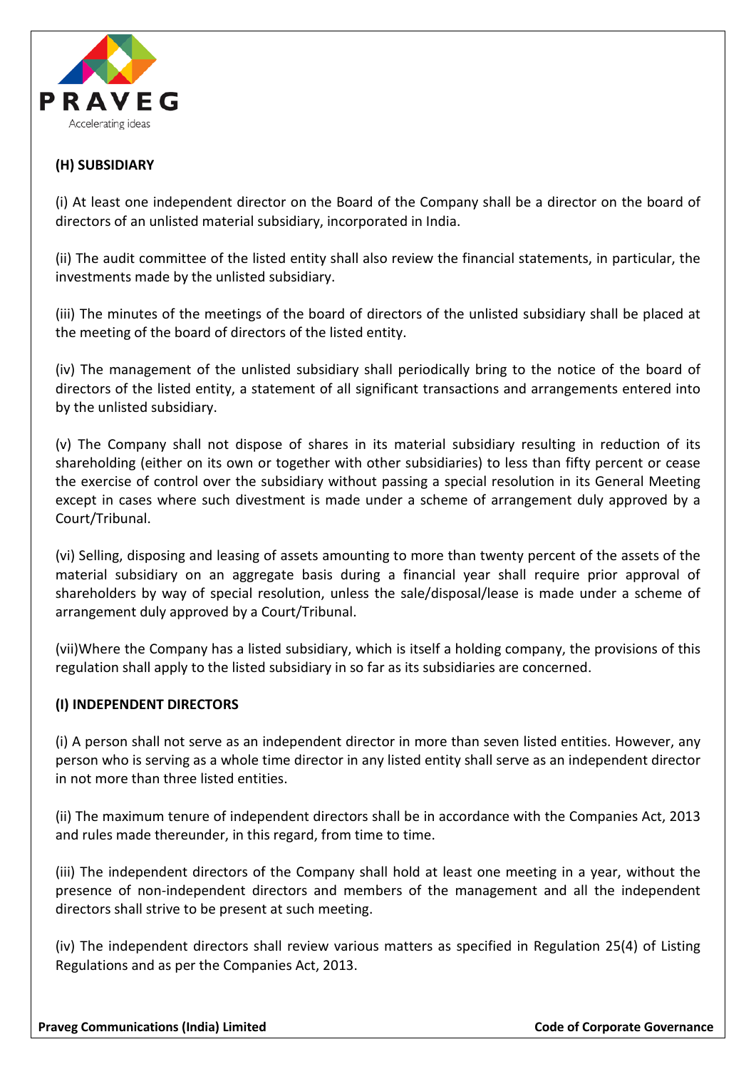### (H) SUBSIDIARY

(i) At least one independent director on the Board of the Company shall be a director on the board of directors of an unlisted material subsidiary, incorporated in India.

(ii) The audit committee of the listed entity shall also review the financial statements, in particular, the investments made by the unlisted subsidiary.

(iii) The minutes of the meetings of the board of directors of the unlisted subsidiary shall be placed at the meeting of the board of directors of the listed entity.

(iv) The management of the unlisted subsidiary shall periodically bring to the notice of the board of directors of the listed entity, a statement of all significant transactions and arrangements entered into by the unlisted subsidiary.

(v) The Company shall not dispose of shares in its material subsidiary resulting in reduction of its shareholding (either on its own or together with other subsidiaries) to less than fifty percent or cease the exercise of control over the subsidiary without passing a special resolution in its General Meeting except in cases where such divestment is made under a scheme of arrangement duly approved by a Court/Tribunal.

(vi) Selling, disposing and leasing of assets amounting to more than twenty percent of the assets of the material subsidiary on an aggregate basis during a financial year shall require prior approval of shareholders by way of special resolution, unless the sale/disposal/lease is made under a scheme of arrangement duly approved by a Court/Tribunal.

(vii)Where the Company has a listed subsidiary, which is itself a holding company, the provisions of this regulation shall apply to the listed subsidiary in so far as its subsidiaries are concerned.

### (I) INDEPENDENT DIRECTORS

(i) A person shall not serve as an independent director in more than seven listed entities. However, any person who is serving as a whole time director in any listed entity shall serve as an independent director in not more than three listed entities.

(ii) The maximum tenure of independent directors shall be in accordance with the Companies Act, 2013 and rules made thereunder, in this regard, from time to time.

(iii) The independent directors of the Company shall hold at least one meeting in a year, without the presence of non-independent directors and members of the management and all the independent directors shall strive to be present at such meeting.

(iv) The independent directors shall review various matters as specified in Regulation 25(4) of Listing Regulations and as per the Companies Act, 2013.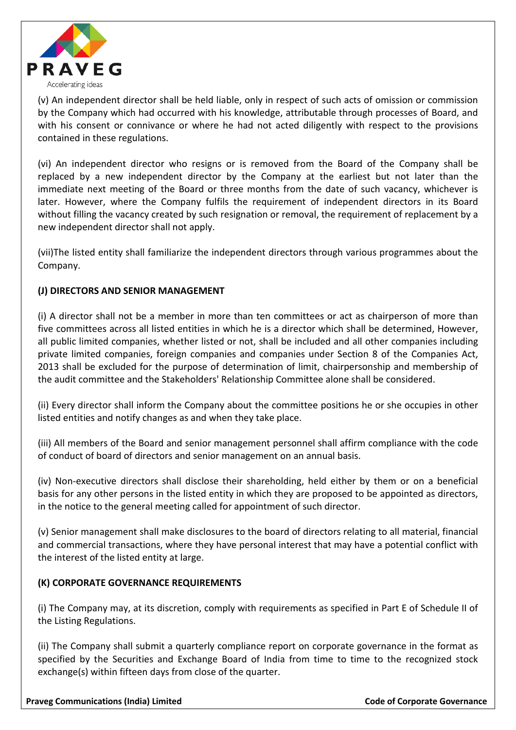(v) An independent director shall be held liable, only in respect of such acts of omission or commission by the Company which had occurred with his knowledge, attributable through processes of Board, and with his consent or connivance or where he had not acted diligently with respect to the provisions contained in these regulations.

(vi) An independent director who resigns or is removed from the Board of the Company shall be replaced by a new independent director by the Company at the earliest but not later than the immediate next meeting of the Board or three months from the date of such vacancy, whichever is later. However, where the Company fulfils the requirement of independent directors in its Board without filling the vacancy created by such resignation or removal, the requirement of replacement by a new independent director shall not apply.

(vii)The listed entity shall familiarize the independent directors through various programmes about the Company.

**(J) DIRECTORS AND SENIOR MANAGEMENT**

(i) A director shall not be a member in more than ten committees or act as chairperson of more than five committees across all listed entities in which he is a director which shall be determined, However, all public limited companies, whether listed or not, shall be included and all other companies including private limited companies, foreign companies and companies under Section 8 of the Companies Act, 2013 shall be excluded for the purpose of determination of limit, chairpersonship and membership of the audit committee and the Stakeholders' Relationship Committee alone shall be considered.

(ii) Every director shall inform the Company about the committee positions he or she occupies in other listed entities and notify changes as and when they take place.

(iii) All members of the Board and senior management personnel shall affirm compliance with the code of conduct of board of directors and senior management on an annual basis.

(iv) Non-executive directors shall disclose their shareholding, held either by them or on a beneficial basis for any other persons in the listed entity in which they are proposed to be appointed as directors, in the notice to the general meeting called for appointment of such director.

(v) Senior management shall make disclosures to the board of directors relating to all material, financial and commercial transactions, where they have personal interest that may have a potential conflict with the interest of the listed entity at large.

**(K) CORPORATE GOVERNANCE REQUIREMENTS**

(i) The Company may, at its discretion, comply with requirements as specified in Part E of Schedule II of the Listing Regulations.

(ii) The Company shall submit a quarterly compliance report on corporate governance in the format as specified by the Securities and Exchange Board of India from time to time to the recognized stock exchange(s) within fifteen days from close of the quarter.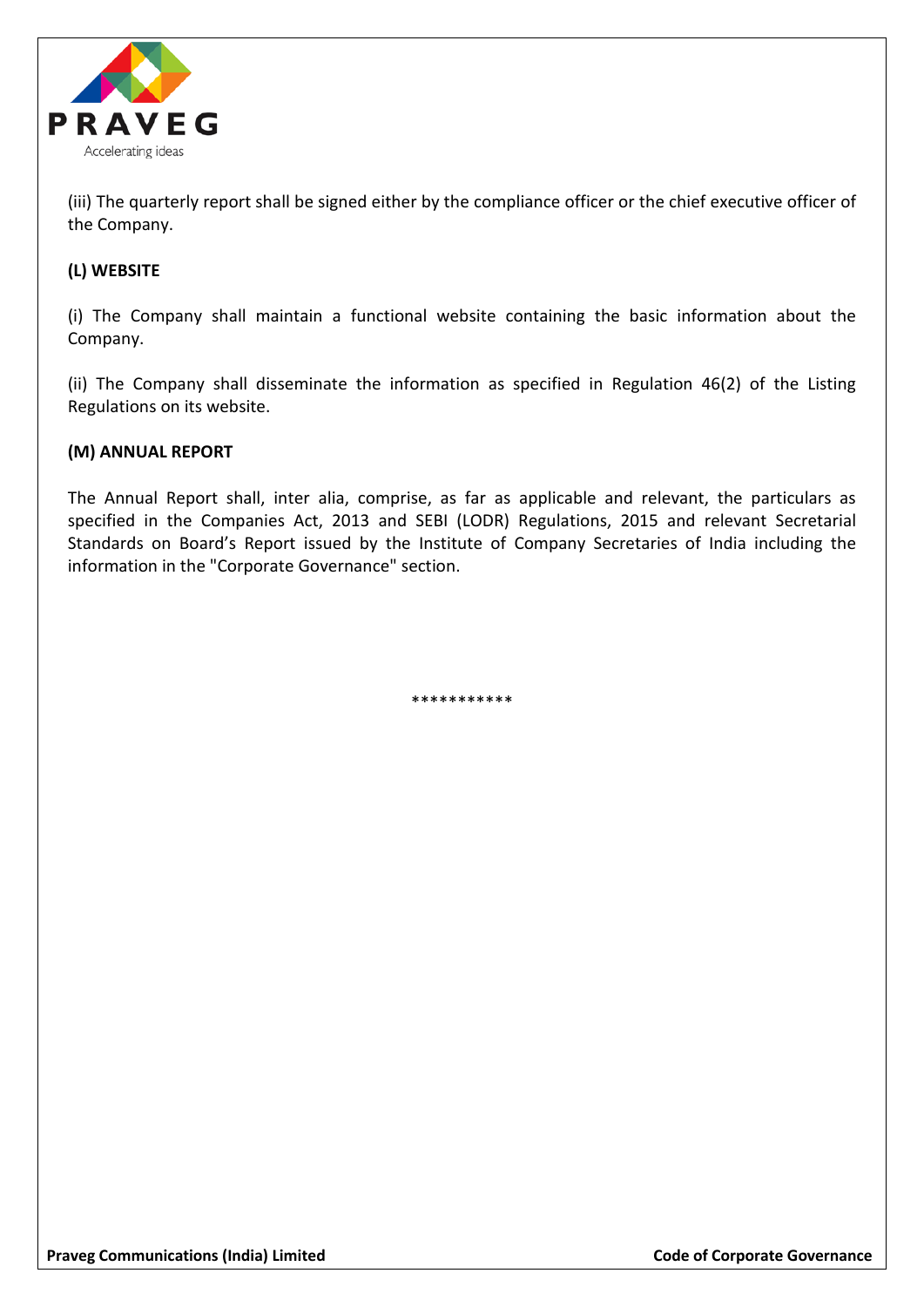(iii) The quarterly report shall be signed either by the compliance officer or the chief executive officer of the Company.

**(L) WEBSITE**

(i) The Company shall maintain a functional website containing the basic information about the Company.

(ii) The Company shall disseminate the information as specified in Regulation 46(2) of the Listing Regulations on its website.

**(M) ANNUAL REPORT**

The Annual Report shall, inter alia, comprise, as far as applicable and relevant, the particulars as specified in the Companies Act, 2013 and SEBI (LODR) Regulations, 2015 and relevant Secretarial Standards on Board's Report issued by the Institute of Company Secretaries of India including the information in the "Corporate Governance" section.

***********